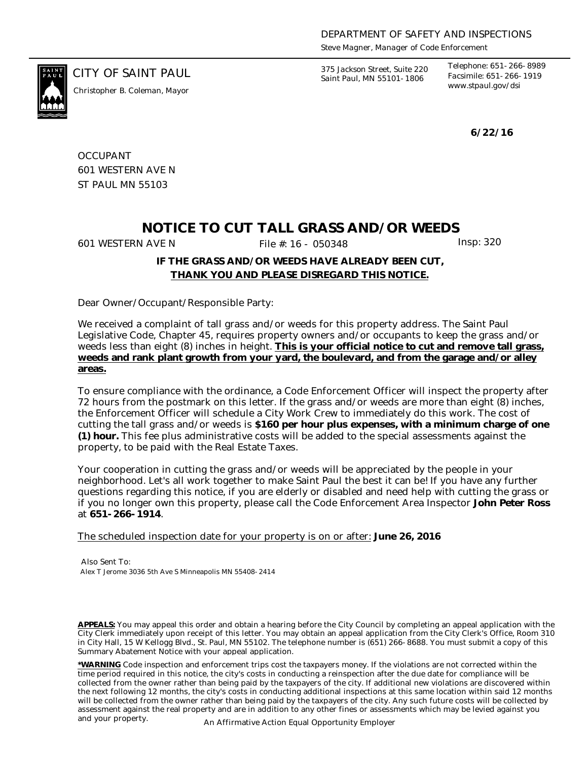DEPARTMENT OF SAFETY AND INSPECTIONS

*Steve Magner, Manager of Code Enforcement*

CITY OF SAINT PAUL

*Christopher B. Coleman, Mayor*

375 Jackson Street, Suite 220
Saint Paul, MN 55101-1806

Telephone: 651-266-8989
Facsimile: 651-266-1919
www.stpaul.gov/dsi

**6/22/16**

OCCUPANT
601 WESTERN AVE N
ST PAUL MN 55103

# NOTICE TO CUT TALL GRASS AND/OR WEEDS

601 WESTERN AVE N &nbsp;&nbsp;&nbsp;&nbsp; File #: 16 - 050348 &nbsp;&nbsp;&nbsp;&nbsp; Insp: 320

**IF THE GRASS AND/OR WEEDS HAVE ALREADY BEEN CUT,**
**THANK YOU AND PLEASE DISREGARD THIS NOTICE.**

Dear Owner/Occupant/Responsible Party:

We received a complaint of tall grass and/or weeds for this property address. The Saint Paul Legislative Code, Chapter 45, requires property owners and/or occupants to keep the grass and/or weeds less than eight (8) inches in height. **This is your official notice to cut and remove tall grass, weeds and rank plant growth from your yard, the boulevard, and from the garage and/or alley areas.**

To ensure compliance with the ordinance, a Code Enforcement Officer will inspect the property after 72 hours from the postmark on this letter. If the grass and/or weeds are more than eight (8) inches, the Enforcement Officer will schedule a City Work Crew to immediately do this work. The cost of cutting the tall grass and/or weeds is **$160 per hour plus expenses, with a minimum charge of one (1) hour.** This fee plus administrative costs will be added to the special assessments against the property, to be paid with the Real Estate Taxes.

Your cooperation in cutting the grass and/or weeds will be appreciated by the people in your neighborhood. Let's all work together to make Saint Paul the best it can be! If you have any further questions regarding this notice, if you are elderly or disabled and need help with cutting the grass or if you no longer own this property, please call the Code Enforcement Area Inspector **John Peter Ross** at **651-266-1914**.

The scheduled inspection date for your property is on or after: **June 26, 2016**

Also Sent To:
Alex T Jerome 3036 5th Ave S Minneapolis MN 55408-2414

**APPEALS:** You may appeal this order and obtain a hearing before the City Council by completing an appeal application with the City Clerk immediately upon receipt of this letter. You may obtain an appeal application from the City Clerk's Office, Room 310 in City Hall, 15 W Kellogg Blvd., St. Paul, MN 55102. The telephone number is (651) 266-8688. You must submit a copy of this Summary Abatement Notice with your appeal application.

**\*WARNING** Code inspection and enforcement trips cost the taxpayers money. If the violations are not corrected within the time period required in this notice, the city's costs in conducting a reinspection after the due date for compliance will be collected from the owner rather than being paid by the taxpayers of the city. If additional new violations are discovered within the next following 12 months, the city's costs in conducting additional inspections at this same location within said 12 months will be collected from the owner rather than being paid by the taxpayers of the city. Any such future costs will be collected by assessment against the real property and are in addition to any other fines or assessments which may be levied against you and your property.

An Affirmative Action Equal Opportunity Employer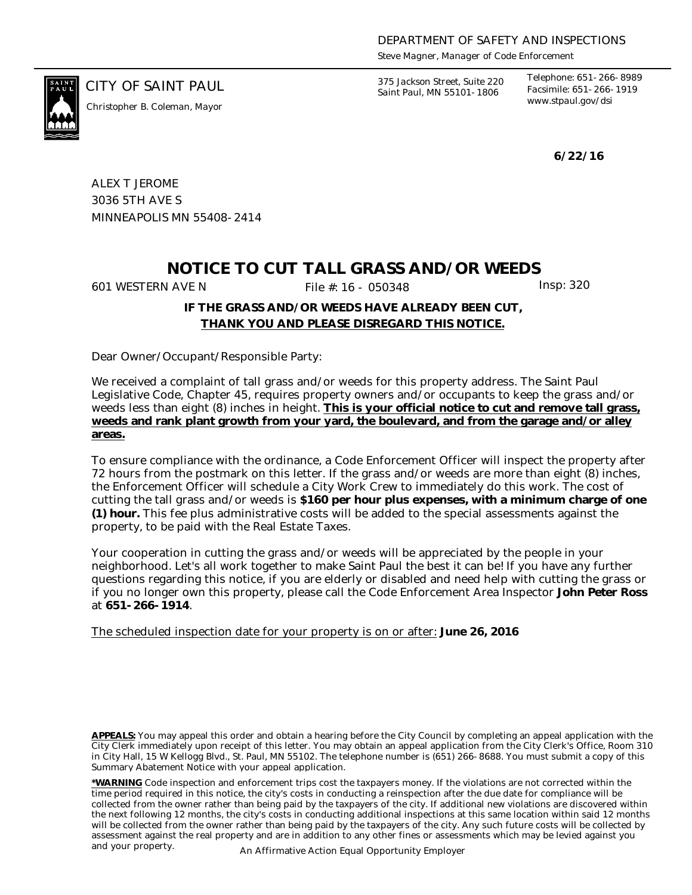DEPARTMENT OF SAFETY AND INSPECTIONS

*Steve Magner, Manager of Code Enforcement*

CITY OF SAINT PAUL

*Christopher B. Coleman, Mayor*

375 Jackson Street, Suite 220
Saint Paul, MN 55101-1806

Telephone: 651-266-8989
Facsimile: 651-266-1919
www.stpaul.gov/dsi

**6/22/16**

ALEX T JEROME
3036 5TH AVE S
MINNEAPOLIS MN 55408-2414

# NOTICE TO CUT TALL GRASS AND/OR WEEDS

601 WESTERN AVE N    File #: 16 - 050348    Insp: 320

**IF THE GRASS AND/OR WEEDS HAVE ALREADY BEEN CUT,**
**THANK YOU AND PLEASE DISREGARD THIS NOTICE.**

Dear Owner/Occupant/Responsible Party:

We received a complaint of tall grass and/or weeds for this property address. The Saint Paul Legislative Code, Chapter 45, requires property owners and/or occupants to keep the grass and/or weeds less than eight (8) inches in height. **This is your official notice to cut and remove tall grass, weeds and rank plant growth from your yard, the boulevard, and from the garage and/or alley areas.**

To ensure compliance with the ordinance, a Code Enforcement Officer will inspect the property after 72 hours from the postmark on this letter. If the grass and/or weeds are more than eight (8) inches, the Enforcement Officer will schedule a City Work Crew to immediately do this work. The cost of cutting the tall grass and/or weeds is **$160 per hour plus expenses, with a minimum charge of one (1) hour.** This fee plus administrative costs will be added to the special assessments against the property, to be paid with the Real Estate Taxes.

Your cooperation in cutting the grass and/or weeds will be appreciated by the people in your neighborhood. Let's all work together to make Saint Paul the best it can be! If you have any further questions regarding this notice, if you are elderly or disabled and need help with cutting the grass or if you no longer own this property, please call the Code Enforcement Area Inspector **John Peter Ross** at **651-266-1914**.

The scheduled inspection date for your property is on or after: **June 26, 2016**

**APPEALS:** You may appeal this order and obtain a hearing before the City Council by completing an appeal application with the City Clerk immediately upon receipt of this letter. You may obtain an appeal application from the City Clerk's Office, Room 310 in City Hall, 15 W Kellogg Blvd., St. Paul, MN 55102. The telephone number is (651) 266-8688. You must submit a copy of this Summary Abatement Notice with your appeal application.

***WARNING** Code inspection and enforcement trips cost the taxpayers money. If the violations are not corrected within the time period required in this notice, the city's costs in conducting a reinspection after the due date for compliance will be collected from the owner rather than being paid by the taxpayers of the city. If additional new violations are discovered within the next following 12 months, the city's costs in conducting additional inspections at this same location within said 12 months will be collected from the owner rather than being paid by the taxpayers of the city. Any such future costs will be collected by assessment against the real property and are in addition to any other fines or assessments which may be levied against you and your property.

An Affirmative Action Equal Opportunity Employer